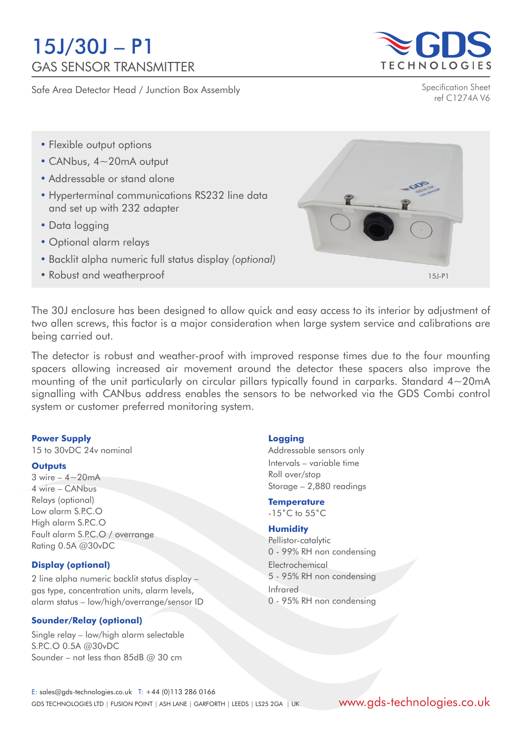# 15J/30J – P1

## GAS SENSOR TRANSMITTER

Safe Area Detector Head / Junction Box Assembly

Specification Sheet
ref C1274A V6

- Flexible output options
- CANbus, 4~20mA output
- Addressable or stand alone
- Hyperterminal communications RS232 line data and set up with 232 adapter
- Data logging
- Optional alarm relays
- Backlit alpha numeric full status display *(optional)*
- Robust and weatherproof

15J-P1

The 30J enclosure has been designed to allow quick and easy access to its interior by adjustment of two allen screws, this factor is a major consideration when large system service and calibrations are being carried out.

The detector is robust and weather-proof with improved response times due to the four mounting spacers allowing increased air movement around the detector these spacers also improve the mounting of the unit particularly on circular pillars typically found in carparks. Standard 4~20mA signalling with CANbus address enables the sensors to be networked via the GDS Combi control system or customer preferred monitoring system.

**Power Supply**
15 to 30vDC 24v nominal

**Outputs**
3 wire – 4~20mA
4 wire – CANbus
Relays (optional)
Low alarm S.P.C.O
High alarm S.P.C.O
Fault alarm S.P.C.O / overrange
Rating 0.5A @30vDC

**Display (optional)**
2 line alpha numeric backlit status display – gas type, concentration units, alarm levels, alarm status – low/high/overrange/sensor ID

**Sounder/Relay (optional)**
Single relay – low/high alarm selectable
S.P.C.O 0.5A @30vDC
Sounder – not less than 85dB @ 30 cm

**Logging**
Addressable sensors only
Intervals – variable time
Roll over/stop
Storage – 2,880 readings

**Temperature**
-15°C to 55°C

**Humidity**
Pellistor-catalytic
0 - 99% RH non condensing
Electrochemical
5 - 95% RH non condensing
Infrared
0 - 95% RH non condensing

E: sales@gds-technologies.co.uk T: +44 (0)113 286 0166
GDS TECHNOLOGIES LTD | FUSION POINT | ASH LANE | GARFORTH | LEEDS | LS25 2GA | UK
www.gds-technologies.co.uk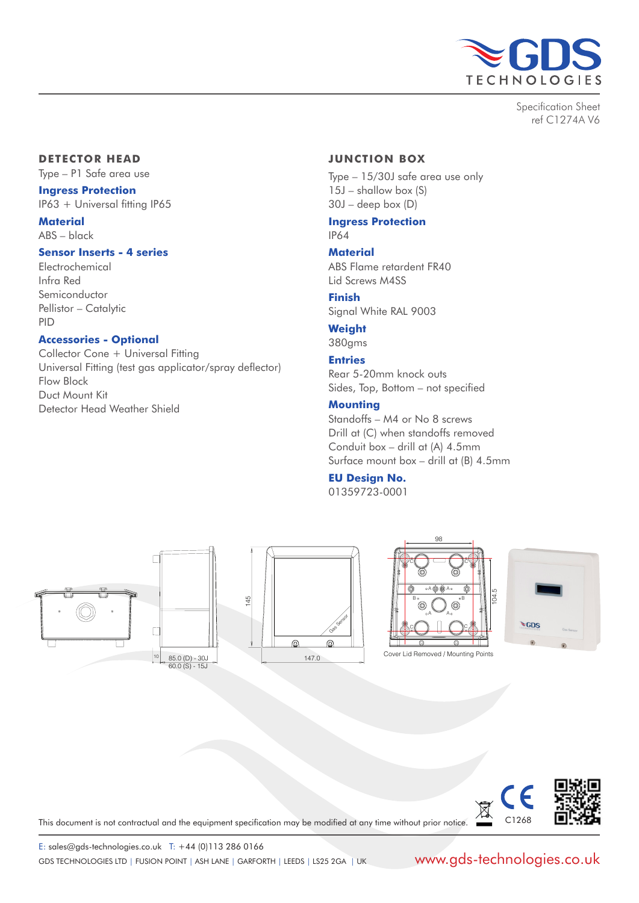Specification Sheet
ref C1274A V6

## DETECTOR HEAD

Type – P1 Safe area use

### Ingress Protection

IP63 + Universal fitting IP65

### Material

ABS – black

### Sensor Inserts - 4 series

Electrochemical
Infra Red
Semiconductor
Pellistor – Catalytic
PID

### Accessories - Optional

Collector Cone + Universal Fitting
Universal Fitting (test gas applicator/spray deflector)
Flow Block
Duct Mount Kit
Detector Head Weather Shield

## JUNCTION BOX

Type – 15/30J safe area use only
15J – shallow box (S)
30J – deep box (D)

### Ingress Protection

IP64

### Material

ABS Flame retardent FR40
Lid Screws M4SS

### Finish

Signal White RAL 9003

### Weight

380gms

### Entries

Rear 5-20mm knock outs
Sides, Top, Bottom – not specified

### Mounting

Standoffs – M4 or No 8 screws
Drill at (C) when standoffs removed
Conduit box – drill at (A) 4.5mm
Surface mount box – drill at (B) 4.5mm

### EU Design No.

01359723-0001

10
85.0 (D) - 30J
60.0 (S) - 15J
145
147.0
98
104.5
Cover Lid Removed / Mounting Points

This document is not contractual and the equipment specification may be modified at any time without prior notice.

C1268

E: sales@gds-technologies.co.uk | T: +44 (0)113 286 0166
GDS TECHNOLOGIES LTD | FUSION POINT | ASH LANE | GARFORTH | LEEDS | LS25 2GA | UK
www.gds-technologies.co.uk